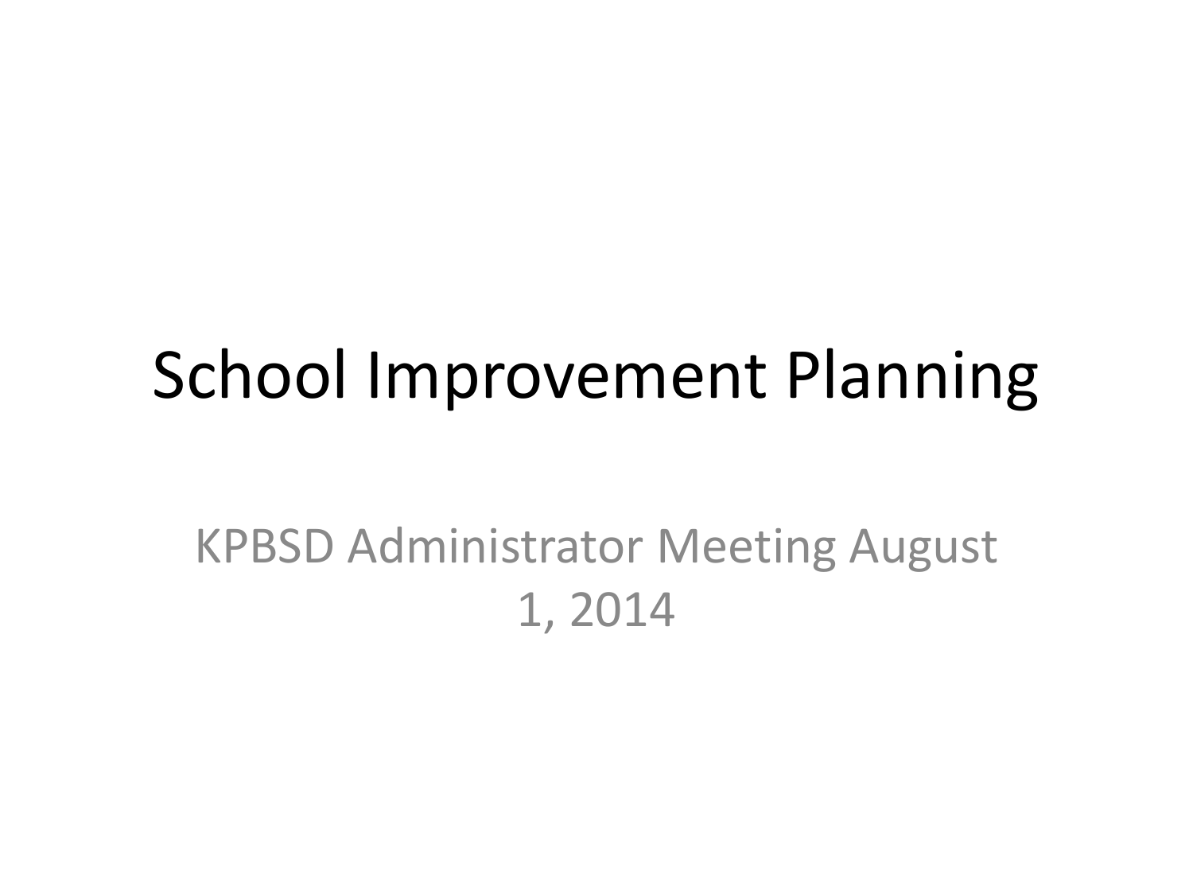# School Improvement Planning

KPBSD Administrator Meeting August 1, 2014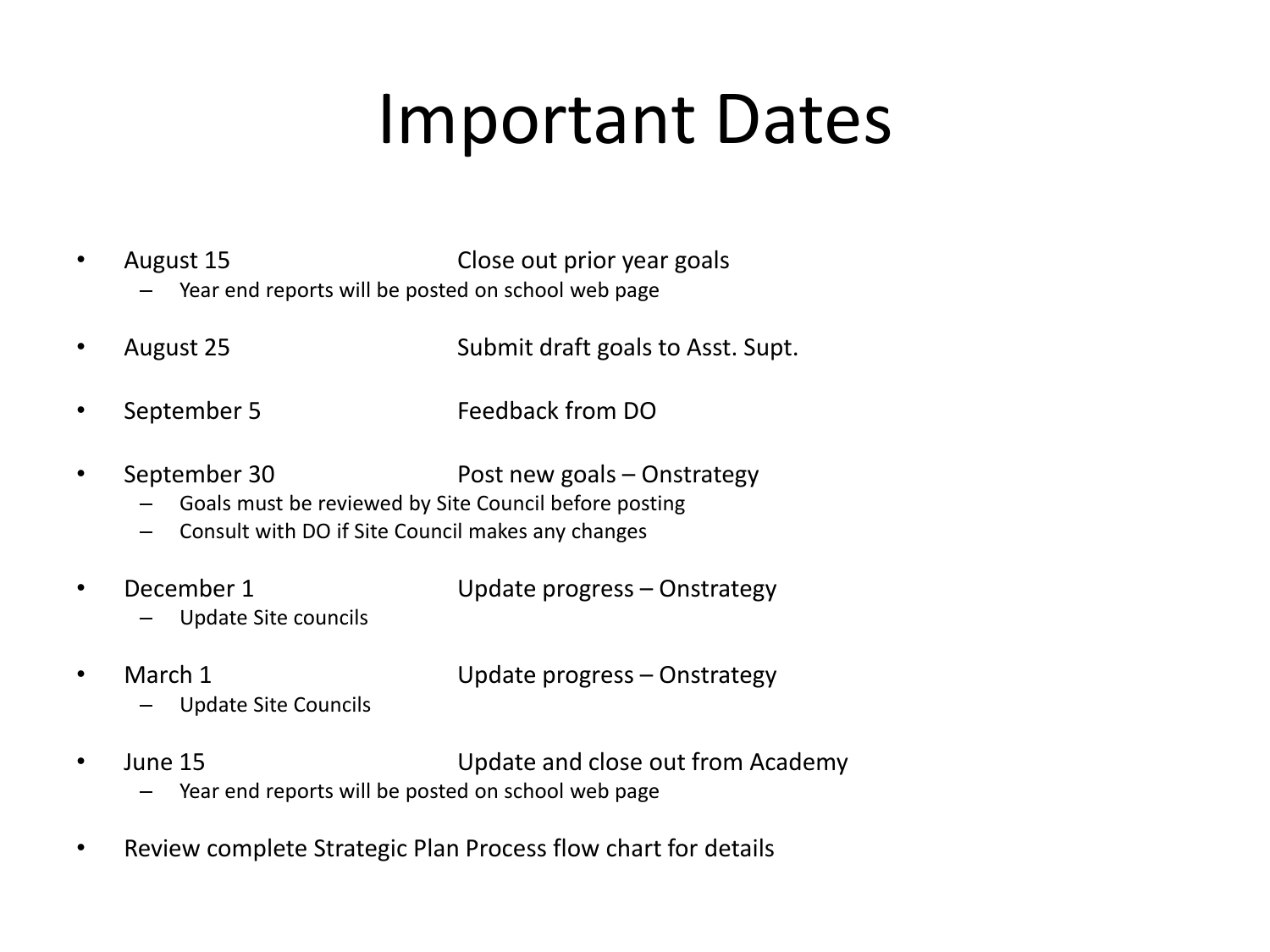# Important Dates

- August 15 Close out prior year goals
  - Year end reports will be posted on school web page
- August 25 Submit draft goals to Asst. Supt.
- September 5 Feedback from DO
- September 30 Post new goals – Onstrategy
  - Goals must be reviewed by Site Council before posting
  - Consult with DO if Site Council makes any changes
- December 1 Update progress – Onstrategy
  - Update Site councils
- March 1 Update progress – Onstrategy
  - Update Site Councils
- June 15 Update and close out from Academy
  - Year end reports will be posted on school web page
- Review complete Strategic Plan Process flow chart for details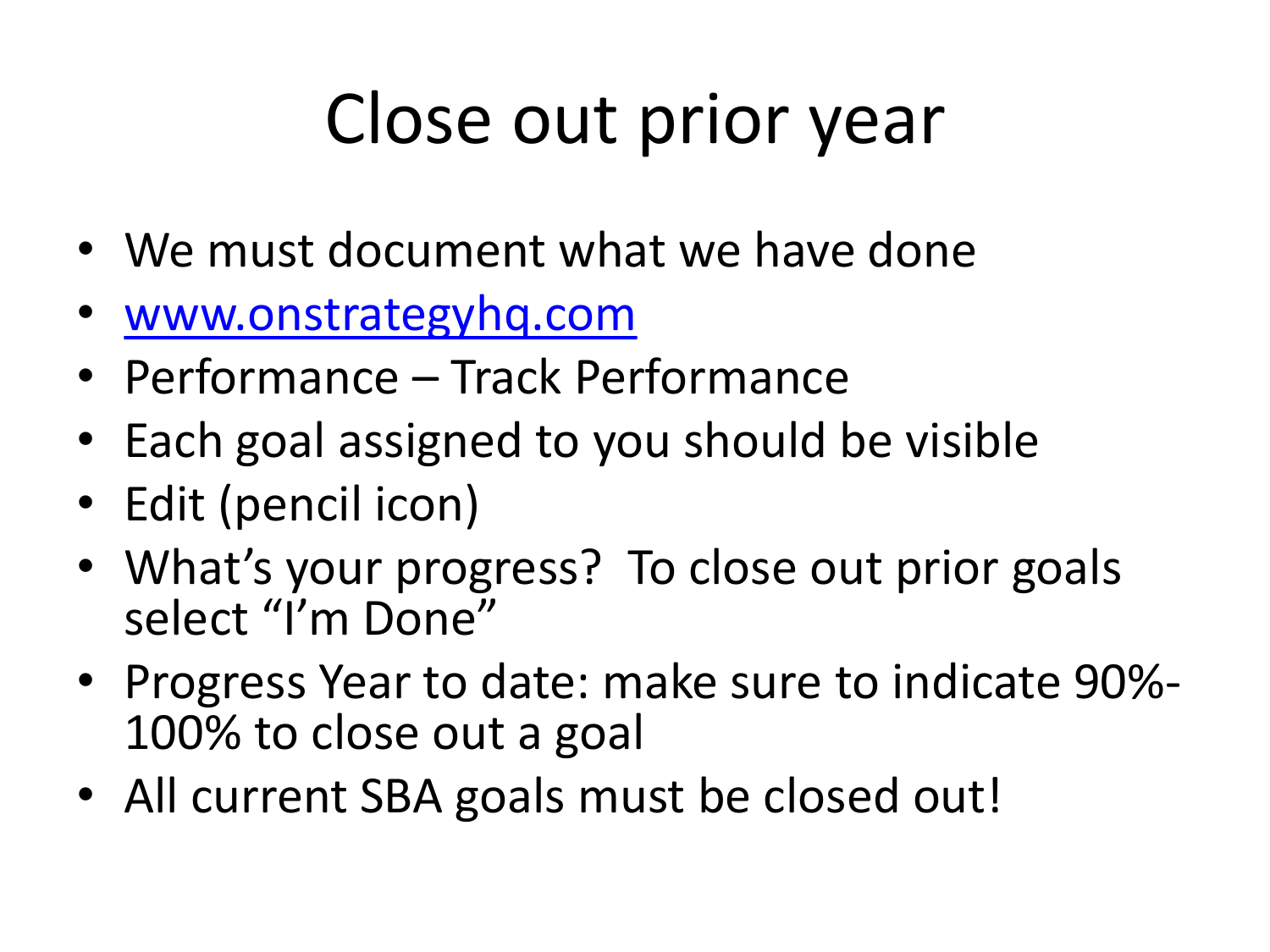# Close out prior year

- We must document what we have done
- [www.onstrategyhq.com](http://www.onstrategyhq.com)
- Performance – Track Performance
- Each goal assigned to you should be visible
- Edit (pencil icon)
- What's your progress? To close out prior goals select "I'm Done"
- Progress Year to date: make sure to indicate 90%-100% to close out a goal
- All current SBA goals must be closed out!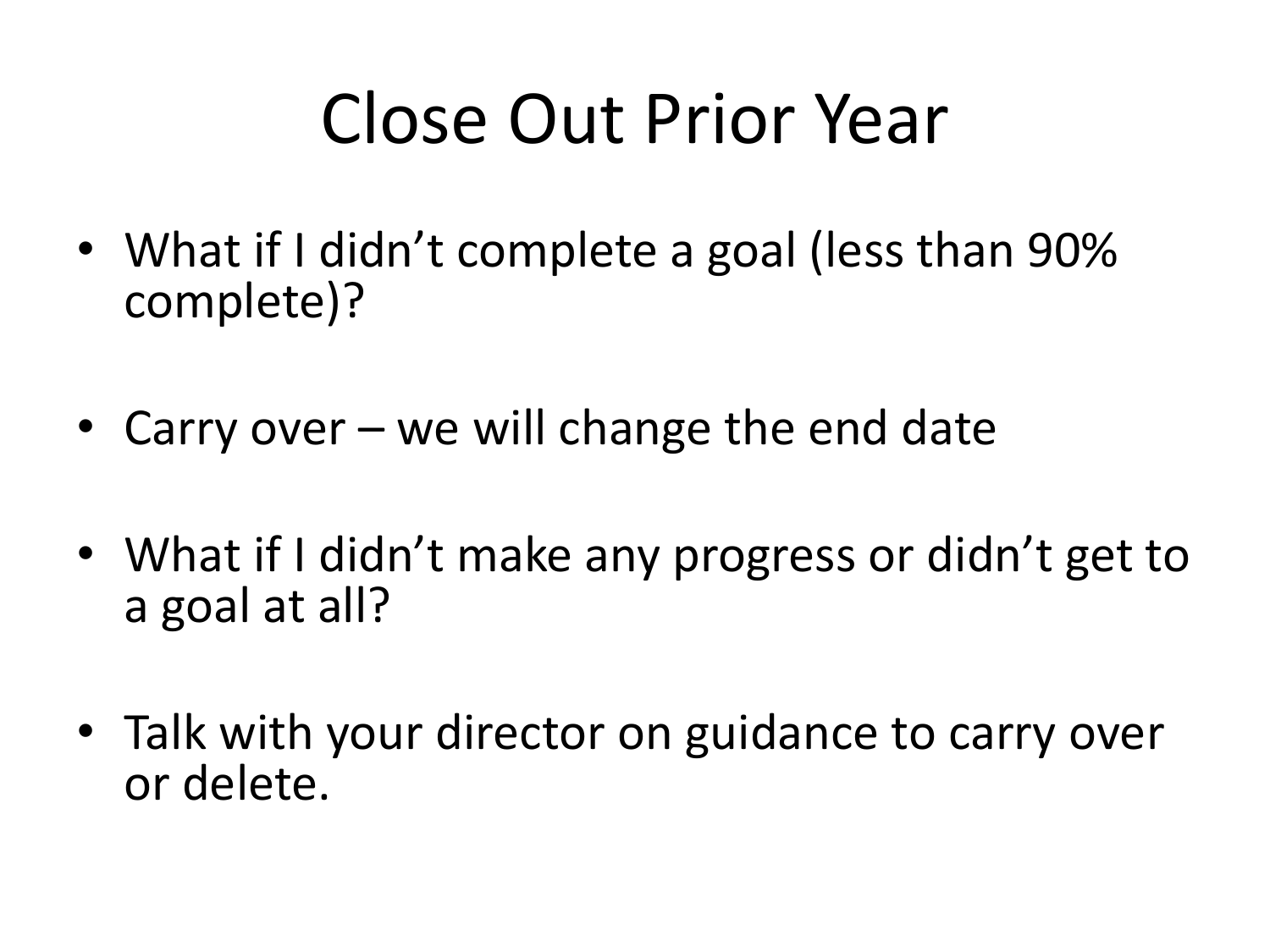# Close Out Prior Year

- What if I didn't complete a goal (less than 90% complete)?
- Carry over – we will change the end date
- What if I didn't make any progress or didn't get to a goal at all?
- Talk with your director on guidance to carry over or delete.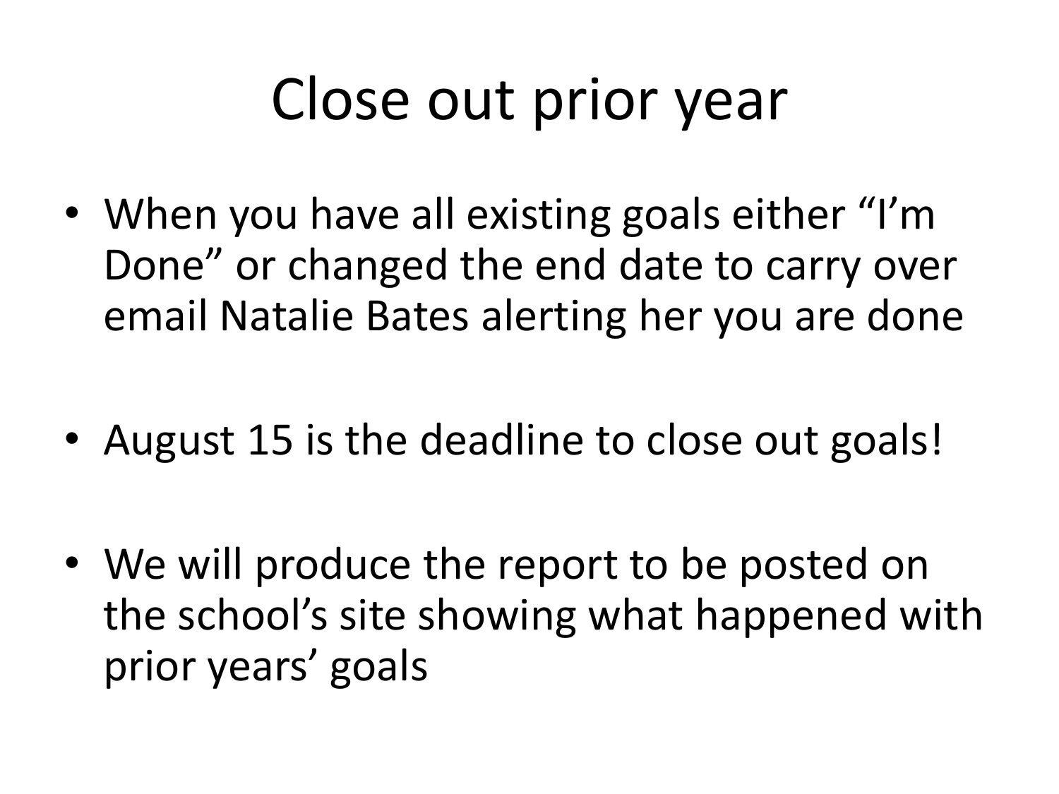# Close out prior year

- When you have all existing goals either “I’m Done” or changed the end date to carry over email Natalie Bates alerting her you are done
- August 15 is the deadline to close out goals!
- We will produce the report to be posted on the school’s site showing what happened with prior years’ goals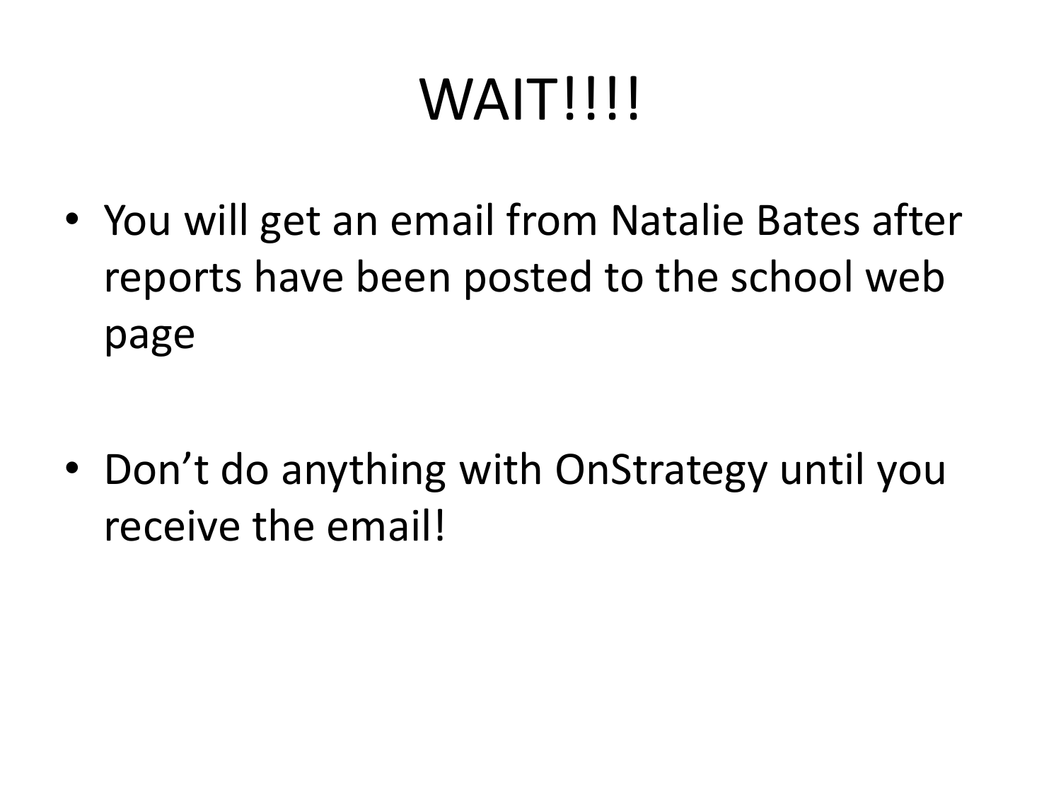# WAIT!!!!

- You will get an email from Natalie Bates after reports have been posted to the school web page
- Don't do anything with OnStrategy until you receive the email!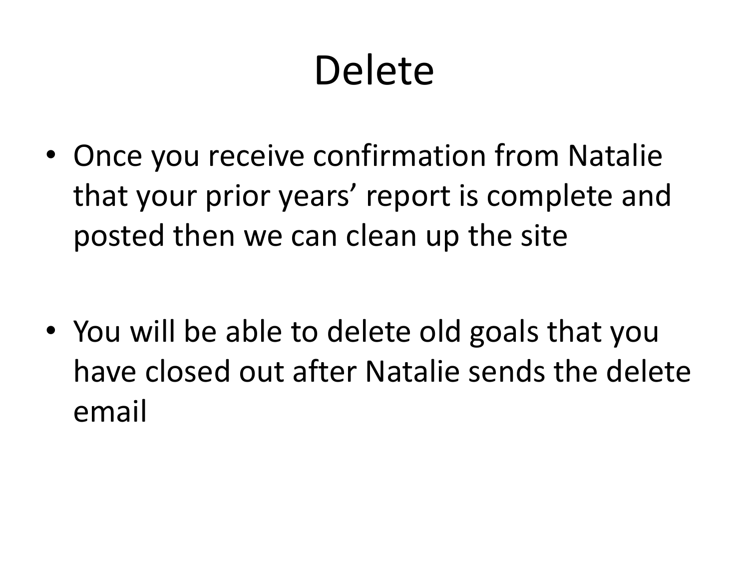# Delete

- Once you receive confirmation from Natalie that your prior years' report is complete and posted then we can clean up the site

- You will be able to delete old goals that you have closed out after Natalie sends the delete email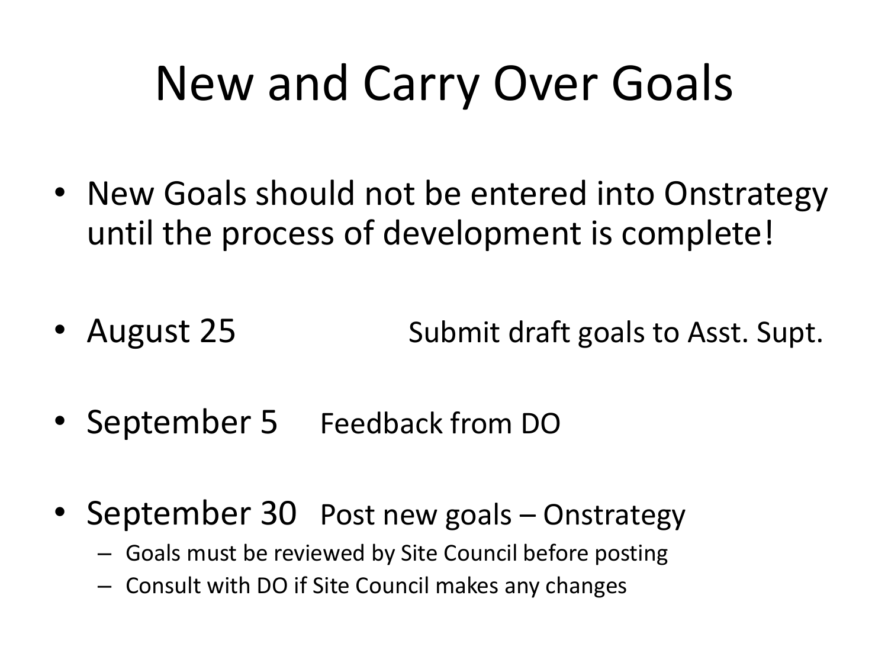# New and Carry Over Goals

- New Goals should not be entered into Onstrategy until the process of development is complete!

- August 25 Submit draft goals to Asst. Supt.

- September 5 Feedback from DO

- September 30 Post new goals – Onstrategy
  - Goals must be reviewed by Site Council before posting
  - Consult with DO if Site Council makes any changes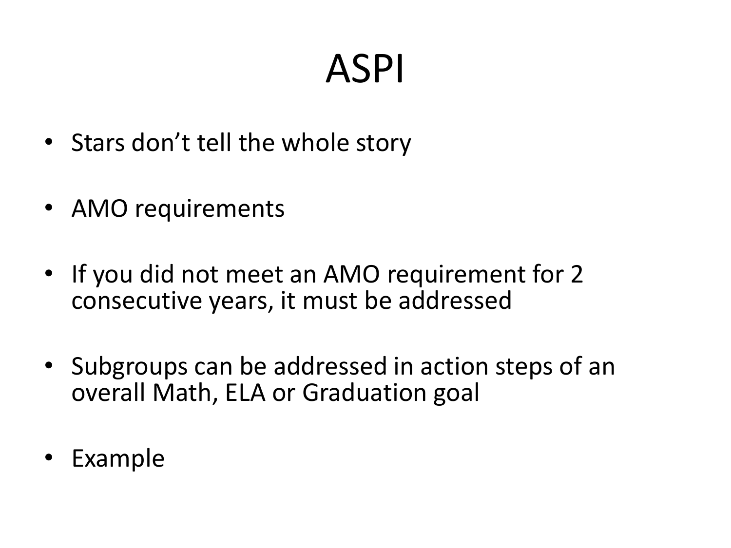# ASPI

- Stars don't tell the whole story
- AMO requirements
- If you did not meet an AMO requirement for 2 consecutive years, it must be addressed
- Subgroups can be addressed in action steps of an overall Math, ELA or Graduation goal
- Example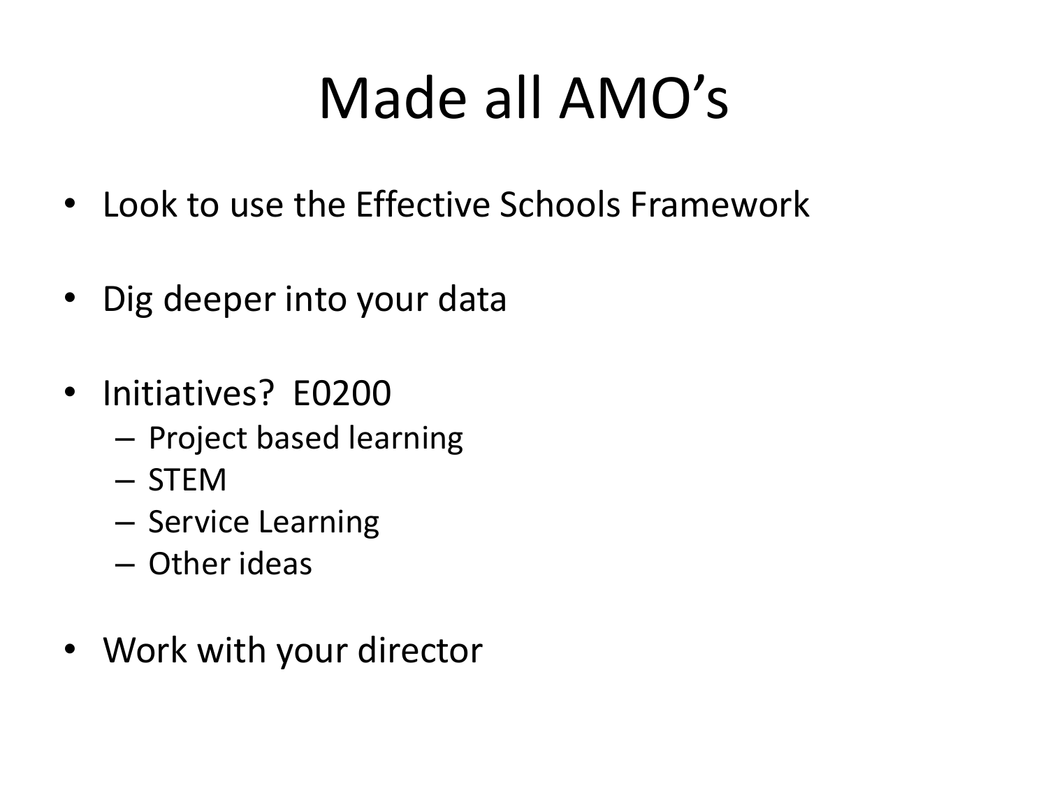# Made all AMO's

- Look to use the Effective Schools Framework
- Dig deeper into your data
- Initiatives?  E0200
  - Project based learning
  - STEM
  - Service Learning
  - Other ideas
- Work with your director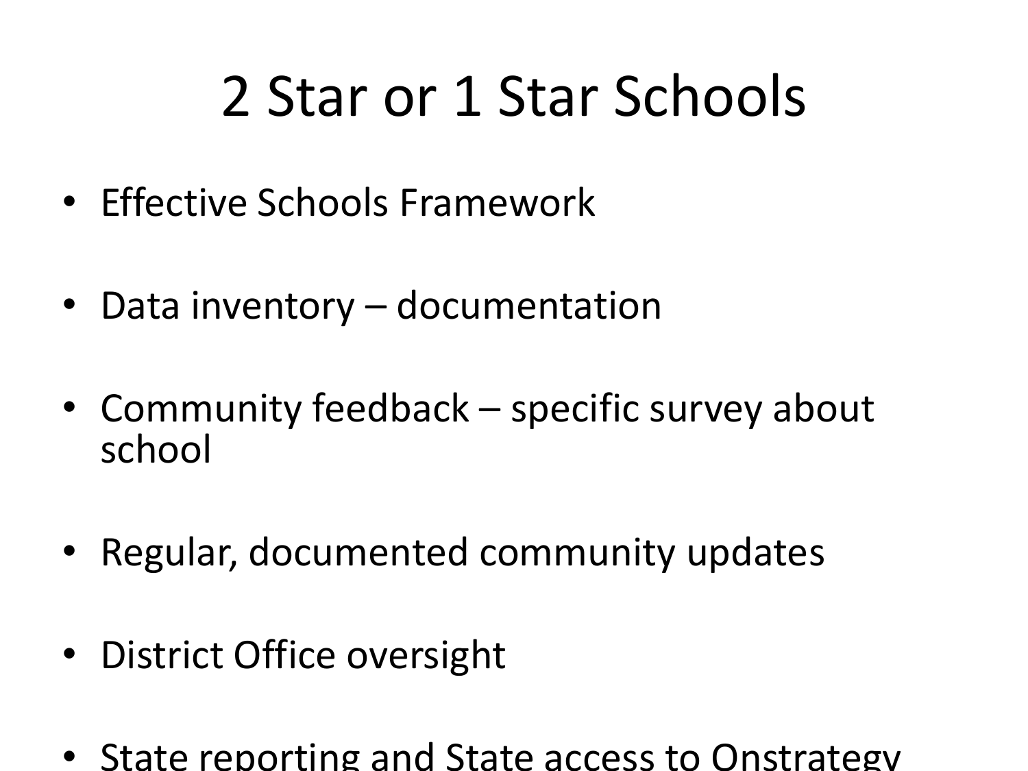# 2 Star or 1 Star Schools

- Effective Schools Framework
- Data inventory – documentation
- Community feedback – specific survey about school
- Regular, documented community updates
- District Office oversight
- State reporting and State access to Onstrategy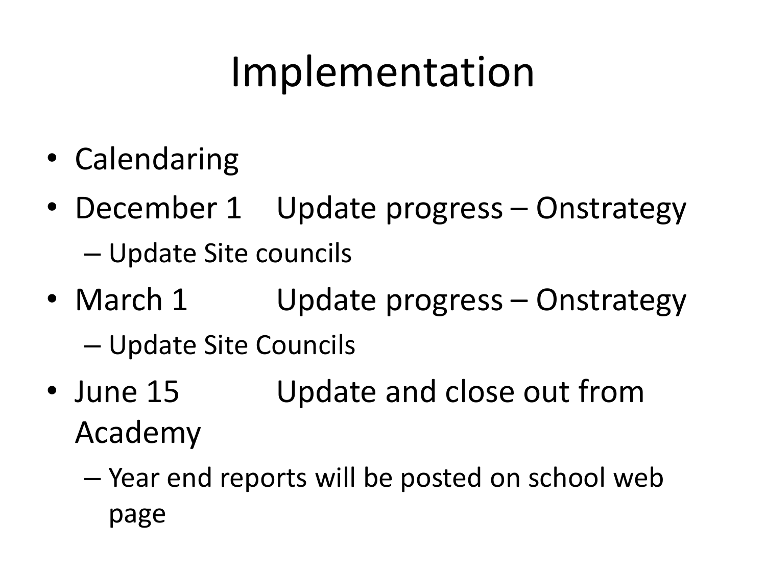# Implementation

- Calendaring
- December 1 Update progress – Onstrategy
  - Update Site councils
- March 1 Update progress – Onstrategy
  - Update Site Councils
- June 15 Update and close out from Academy
  - Year end reports will be posted on school web page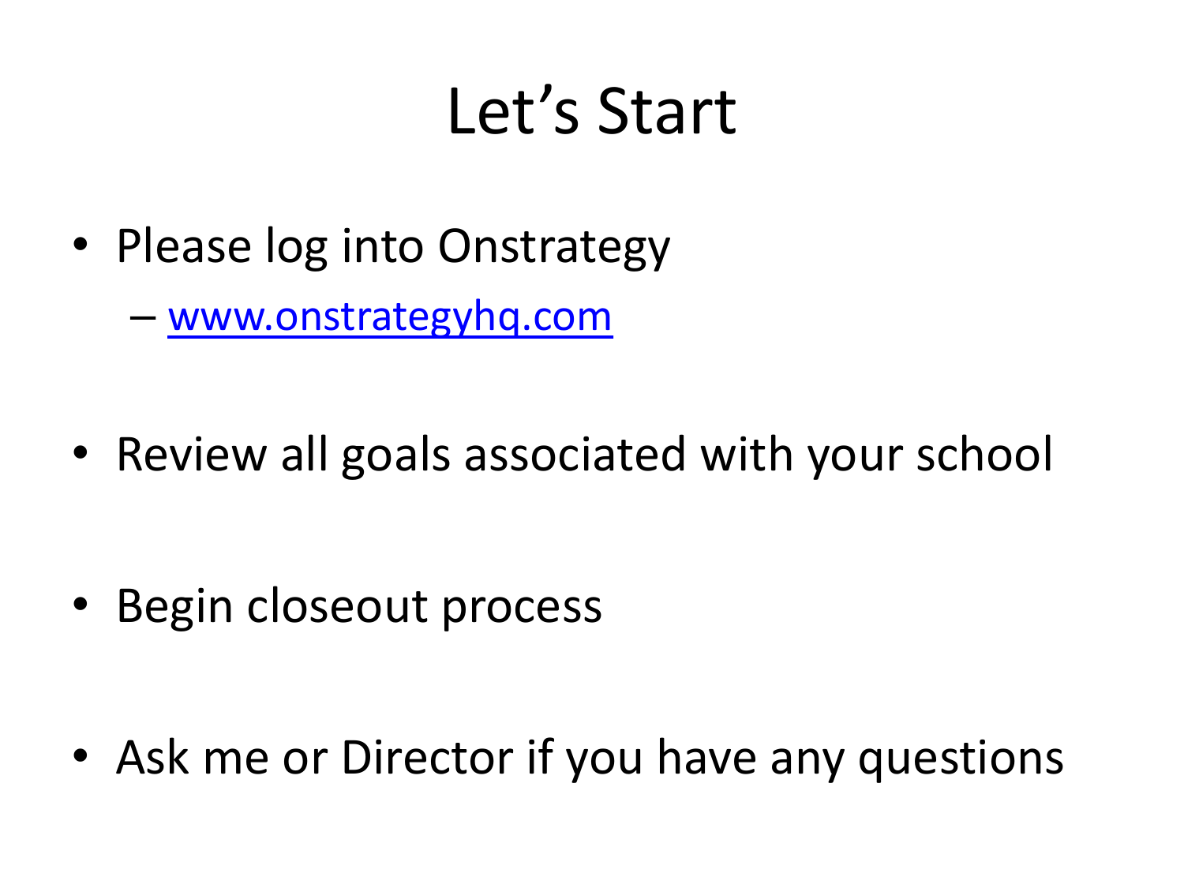# Let's Start

- Please log into Onstrategy
  - www.onstrategyhq.com
- Review all goals associated with your school
- Begin closeout process
- Ask me or Director if you have any questions